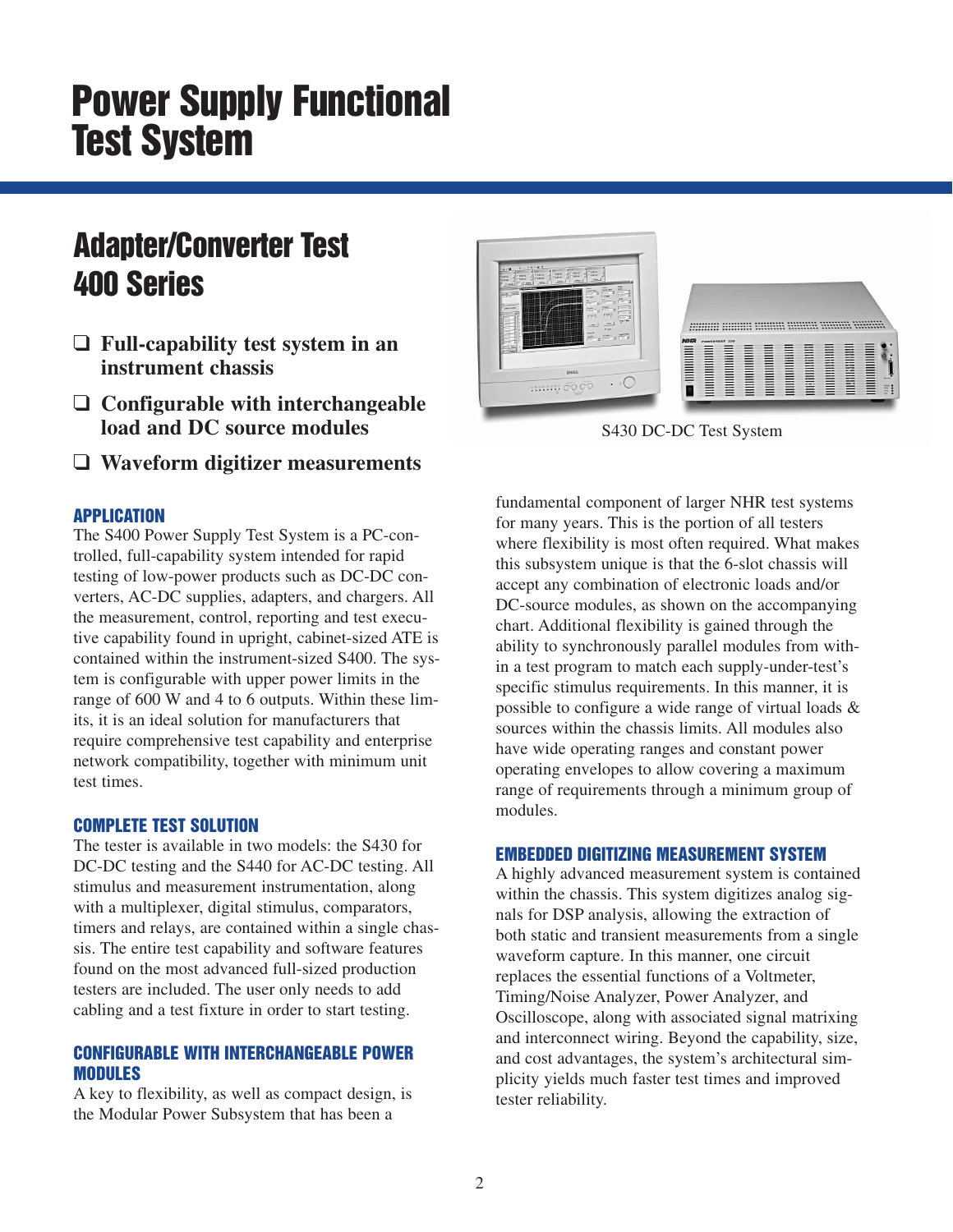# Power Supply Functional Test System

## Adapter/Converter Test 400 Series

- ❑ **Full-capability test system in an instrument chassis**
- ❑ **Configurable with interchangeable load and DC source modules**
- ❑ **Waveform digitizer measurements**

S430 DC-DC Test System

### APPLICATION

The S400 Power Supply Test System is a PC-controlled, full-capability system intended for rapid testing of low-power products such as DC-DC converters, AC-DC supplies, adapters, and chargers. All the measurement, control, reporting and test executive capability found in upright, cabinet-sized ATE is contained within the instrument-sized S400. The system is configurable with upper power limits in the range of 600 W and 4 to 6 outputs. Within these limits, it is an ideal solution for manufacturers that require comprehensive test capability and enterprise network compatibility, together with minimum unit test times.

### COMPLETE TEST SOLUTION

The tester is available in two models: the S430 for DC-DC testing and the S440 for AC-DC testing. All stimulus and measurement instrumentation, along with a multiplexer, digital stimulus, comparators, timers and relays, are contained within a single chassis. The entire test capability and software features found on the most advanced full-sized production testers are included. The user only needs to add cabling and a test fixture in order to start testing.

### CONFIGURABLE WITH INTERCHANGEABLE POWER MODULES

A key to flexibility, as well as compact design, is the Modular Power Subsystem that has been a fundamental component of larger NHR test systems for many years. This is the portion of all testers where flexibility is most often required. What makes this subsystem unique is that the 6-slot chassis will accept any combination of electronic loads and/or DC-source modules, as shown on the accompanying chart. Additional flexibility is gained through the ability to synchronously parallel modules from within a test program to match each supply-under-test's specific stimulus requirements. In this manner, it is possible to configure a wide range of virtual loads & sources within the chassis limits. All modules also have wide operating ranges and constant power operating envelopes to allow covering a maximum range of requirements through a minimum group of modules.

### EMBEDDED DIGITIZING MEASUREMENT SYSTEM

A highly advanced measurement system is contained within the chassis. This system digitizes analog signals for DSP analysis, allowing the extraction of both static and transient measurements from a single waveform capture. In this manner, one circuit replaces the essential functions of a Voltmeter, Timing/Noise Analyzer, Power Analyzer, and Oscilloscope, along with associated signal matrixing and interconnect wiring. Beyond the capability, size, and cost advantages, the system's architectural simplicity yields much faster test times and improved tester reliability.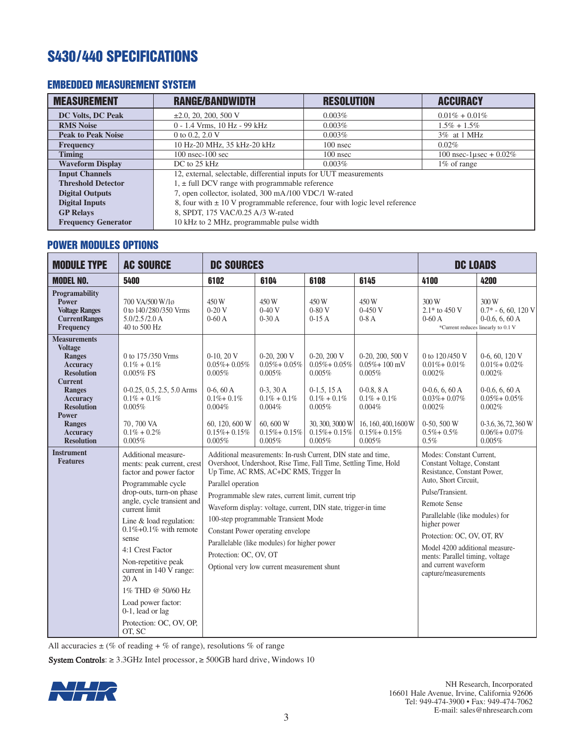# S430/440 SPECIFICATIONS

## EMBEDDED MEASUREMENT SYSTEM

| MEASUREMENT | RANGE/BANDWIDTH | RESOLUTION | ACCURACY |
|---|---|---|---|
| DC Volts, DC Peak | ±2.0, 20, 200, 500 V | 0.003% | 0.01% + 0.01% |
| RMS Noise | 0 - 1.4 Vrms, 10 Hz - 99 kHz | 0.003% | 1.5% + 1.5% |
| Peak to Peak Noise | 0 to 0.2, 2.0 V | 0.003% | 3% at 1 MHz |
| Frequency | 10 Hz-20 MHz, 35 kHz-20 kHz | 100 nsec | 0.02% |
| Timing | 100 nsec-100 sec | 100 nsec | 100 nsec-1µsec + 0.02% |
| Waveform Display | DC to 25 kHz | 0.003% | 1% of range |
| Input Channels | 12, external, selectable, differential inputs for UUT measurements | | |
| Threshold Detector | 1, ± full DCV range with programmable reference | | |
| Digital Outputs | 7, open collector, isolated, 300 mA/100 VDC/1 W-rated | | |
| Digital Inputs | 8, four with ± 10 V programmable reference, four with logic level reference | | |
| GP Relays | 8, SPDT, 175 VAC/0.25 A/3 W-rated | | |
| Frequency Generator | 10 kHz to 2 MHz, programmable pulse width | | |

## POWER MODULES OPTIONS

| MODULE TYPE | AC SOURCE | DC SOURCES | | | | DC LOADS | |
|---|---|---|---|---|---|---|---|
| MODEL NO. | 5400 | 6102 | 6104 | 6108 | 6145 | 4100 | 4200 |
| **Programability**<br>Power<br>Voltage Ranges<br>Current Ranges<br>Frequency | 700 VA/500 W/1ø<br>0 to 140/280/350 Vrms<br>5.0/2.5/2.0 A<br>40 to 500 Hz | 450 W<br>0-20 V<br>0-60 A | 450 W<br>0-40 V<br>0-30 A | 450 W<br>0-80 V<br>0-15 A | 450 W<br>0-450 V<br>0-8 A | 300 W<br>2.1* to 450 V<br>0-60 A<br>*Current reduces linearly to 0.1 V | 300 W<br>0.7* - 6, 60, 120 V<br>0-0.6, 6, 60 A |
| **Measurements**<br>**Voltage**<br>Ranges<br>Accuracy<br>Resolution | 0 to 175/350 Vrms<br>0.1% + 0.1%<br>0.005% FS | 0-10, 20 V<br>0.05%+ 0.05%<br>0.005% | 0-20, 200 V<br>0.05%+ 0.05%<br>0.005% | 0-20, 200 V<br>0.05%+ 0.05%<br>0.005% | 0-20, 200, 500 V<br>0.05%+ 100 mV<br>0.005% | 0 to 120/450 V<br>0.01%+ 0.01%<br>0.002% | 0-6, 60, 120 V<br>0.01%+ 0.02%<br>0.002% |
| **Current**<br>Ranges<br>Accuracy<br>Resolution | 0-0.25, 0.5, 2.5, 5.0 Arms<br>0.1% + 0.1%<br>0.005% | 0-6, 60 A<br>0.1%+ 0.1%<br>0.004% | 0-3, 30 A<br>0.1% + 0.1%<br>0.004% | 0-1.5, 15 A<br>0.1% + 0.1%<br>0.005% | 0-0.8, 8 A<br>0.1% + 0.1%<br>0.004% | 0-0.6, 6, 60 A<br>0.03%+ 0.07%<br>0.002% | 0-0.6, 6, 60 A<br>0.05%+ 0.05%<br>0.002% |
| **Power**<br>Ranges<br>Accuracy<br>Resolution | 70, 700 VA<br>0.1% + 0.2%<br>0.005% | 60, 120, 600 W<br>0.15%+ 0.15%<br>0.005% | 60, 600 W<br>0.15%+ 0.15%<br>0.005% | 30, 300, 3000 W<br>0.15%+ 0.15%<br>0.005% | 16, 160, 400, 1600 W<br>0.15%+ 0.15%<br>0.005% | 0-50, 500 W<br>0.5%+ 0.5%<br>0.5% | 0-3.6, 36, 72, 360 W<br>0.06%+ 0.07%<br>0.005% |
| **Instrument Features** | Additional measurements: peak current, crest factor and power factor<br>Programmable cycle drop-outs, turn-on phase angle, cycle transient and current limit<br>Line & load regulation: 0.1%+0.1% with remote sense<br>4:1 Crest Factor<br>Non-repetitive peak current in 140 V range: 20 A<br>1% THD @ 50/60 Hz<br>Load power factor: 0-1, lead or lag<br>Protection: OC, OV, OP, OT, SC | Additional measurements: In-rush Current, DIN state and time, Overshoot, Undershoot, Rise Time, Fall Time, Settling Time, Hold Up Time, AC RMS, AC+DC RMS, Trigger In<br>Parallel operation<br>Programmable slew rates, current limit, current trip<br>Waveform display: voltage, current, DIN state, trigger-in time<br>100-step programmable Transient Mode<br>Constant Power operating envelope<br>Parallelable (like modules) for higher power<br>Protection: OC, OV, OT<br>Optional very low current measurement shunt | | | | Modes: Constant Current, Constant Voltage, Constant Resistance, Constant Power, Auto, Short Circuit,<br>Pulse/Transient.<br>Remote Sense<br>Parallelable (like modules) for higher power<br>Protection: OC, OV, OT, RV<br>Model 4200 additional measurements: Parallel timing, voltage and current waveform capture/measurements | |

All accuracies ± (% of reading + % of range), resolutions % of range

**System Controls**: ≥ 3.3GHz Intel processor, ≥ 500GB hard drive, Windows 10

NH Research, Incorporated
16601 Hale Avenue, Irvine, California 92606
Tel: 949-474-3900 • Fax: 949-474-7062
E-mail: sales@nhresearch.com